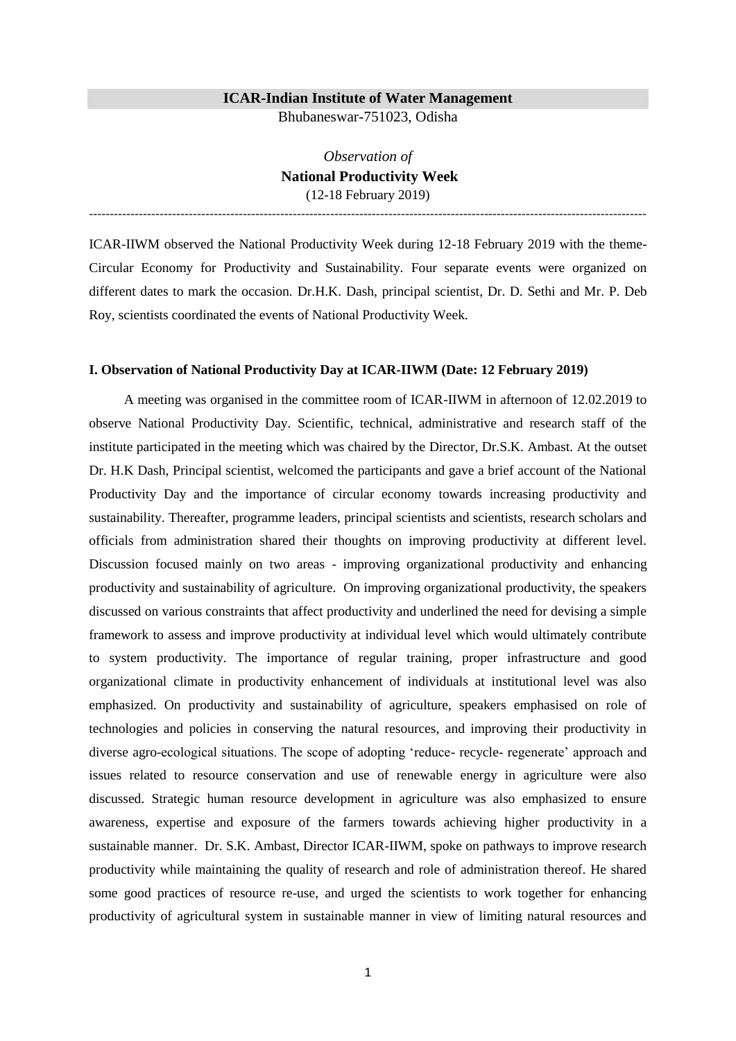**ICAR-Indian Institute of Water Management**

Bhubaneswar-751023, Odisha

*Observation of*

**National Productivity Week**

(12-18 February 2019)

---

ICAR-IIWM observed the National Productivity Week during 12-18 February 2019 with the theme-Circular Economy for Productivity and Sustainability. Four separate events were organized on different dates to mark the occasion. Dr.H.K. Dash, principal scientist, Dr. D. Sethi and Mr. P. Deb Roy, scientists coordinated the events of National Productivity Week.

**I. Observation of National Productivity Day at ICAR-IIWM (Date: 12 February 2019)**

A meeting was organised in the committee room of ICAR-IIWM in afternoon of 12.02.2019 to observe National Productivity Day. Scientific, technical, administrative and research staff of the institute participated in the meeting which was chaired by the Director, Dr.S.K. Ambast. At the outset Dr. H.K Dash, Principal scientist, welcomed the participants and gave a brief account of the National Productivity Day and the importance of circular economy towards increasing productivity and sustainability. Thereafter, programme leaders, principal scientists and scientists, research scholars and officials from administration shared their thoughts on improving productivity at different level. Discussion focused mainly on two areas - improving organizational productivity and enhancing productivity and sustainability of agriculture. On improving organizational productivity, the speakers discussed on various constraints that affect productivity and underlined the need for devising a simple framework to assess and improve productivity at individual level which would ultimately contribute to system productivity. The importance of regular training, proper infrastructure and good organizational climate in productivity enhancement of individuals at institutional level was also emphasized. On productivity and sustainability of agriculture, speakers emphasised on role of technologies and policies in conserving the natural resources, and improving their productivity in diverse agro-ecological situations. The scope of adopting 'reduce- recycle- regenerate' approach and issues related to resource conservation and use of renewable energy in agriculture were also discussed. Strategic human resource development in agriculture was also emphasized to ensure awareness, expertise and exposure of the farmers towards achieving higher productivity in a sustainable manner. Dr. S.K. Ambast, Director ICAR-IIWM, spoke on pathways to improve research productivity while maintaining the quality of research and role of administration thereof. He shared some good practices of resource re-use, and urged the scientists to work together for enhancing productivity of agricultural system in sustainable manner in view of limiting natural resources and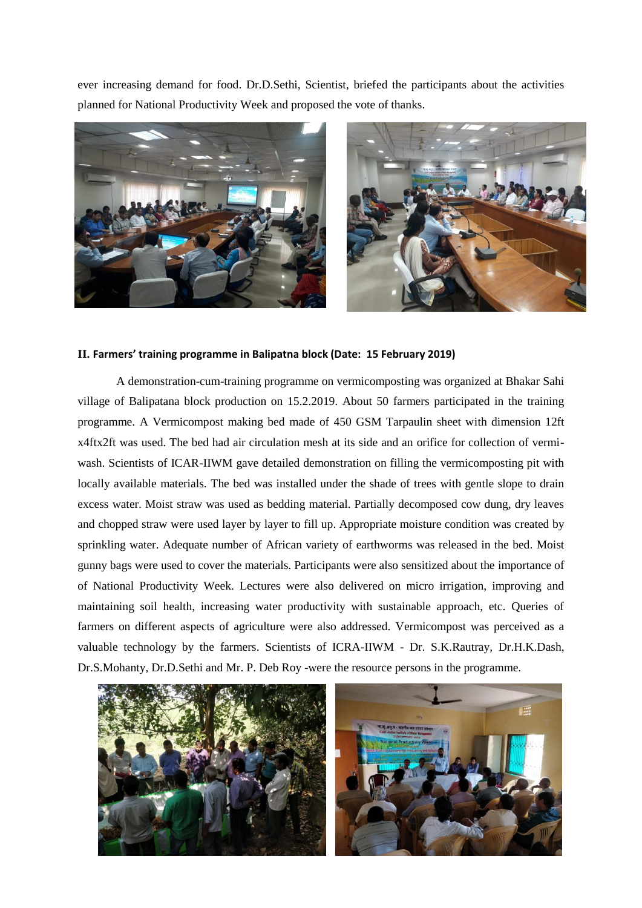ever increasing demand for food. Dr.D.Sethi, Scientist, briefed the participants about the activities planned for National Productivity Week and proposed the vote of thanks.

**II. Farmers' training programme in Balipatna block (Date: 15 February 2019)**

A demonstration-cum-training programme on vermicomposting was organized at Bhakar Sahi village of Balipatana block production on 15.2.2019. About 50 farmers participated in the training programme. A Vermicompost making bed made of 450 GSM Tarpaulin sheet with dimension 12ft x4ftx2ft was used. The bed had air circulation mesh at its side and an orifice for collection of vermi-wash. Scientists of ICAR-IIWM gave detailed demonstration on filling the vermicomposting pit with locally available materials. The bed was installed under the shade of trees with gentle slope to drain excess water. Moist straw was used as bedding material. Partially decomposed cow dung, dry leaves and chopped straw were used layer by layer to fill up. Appropriate moisture condition was created by sprinkling water. Adequate number of African variety of earthworms was released in the bed. Moist gunny bags were used to cover the materials. Participants were also sensitized about the importance of of National Productivity Week. Lectures were also delivered on micro irrigation, improving and maintaining soil health, increasing water productivity with sustainable approach, etc. Queries of farmers on different aspects of agriculture were also addressed. Vermicompost was perceived as a valuable technology by the farmers. Scientists of ICRA-IIWM - Dr. S.K.Rautray, Dr.H.K.Dash, Dr.S.Mohanty, Dr.D.Sethi and Mr. P. Deb Roy -were the resource persons in the programme.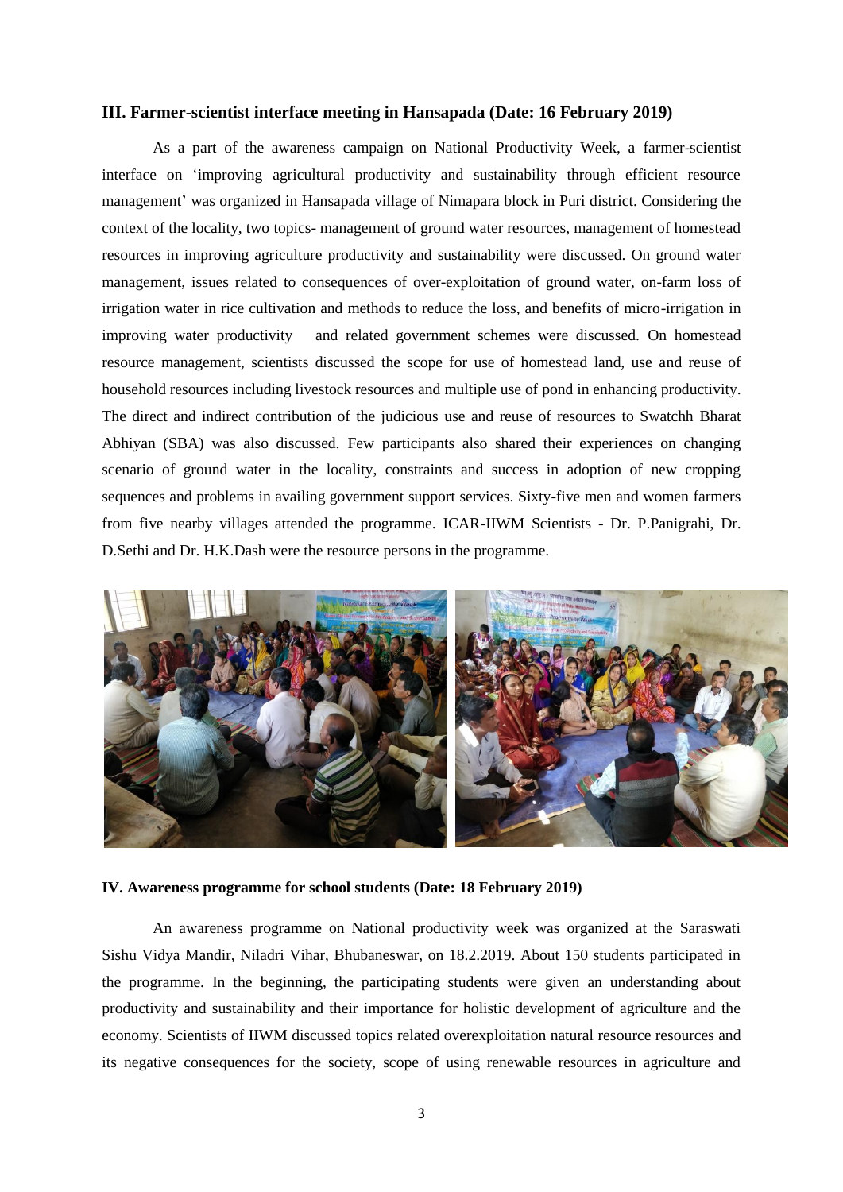### III. Farmer-scientist interface meeting in Hansapada (Date: 16 February 2019)

As a part of the awareness campaign on National Productivity Week, a farmer-scientist interface on 'improving agricultural productivity and sustainability through efficient resource management' was organized in Hansapada village of Nimapara block in Puri district. Considering the context of the locality, two topics- management of ground water resources, management of homestead resources in improving agriculture productivity and sustainability were discussed. On ground water management, issues related to consequences of over-exploitation of ground water, on-farm loss of irrigation water in rice cultivation and methods to reduce the loss, and benefits of micro-irrigation in improving water productivity and related government schemes were discussed. On homestead resource management, scientists discussed the scope for use of homestead land, use and reuse of household resources including livestock resources and multiple use of pond in enhancing productivity. The direct and indirect contribution of the judicious use and reuse of resources to Swatchh Bharat Abhiyan (SBA) was also discussed. Few participants also shared their experiences on changing scenario of ground water in the locality, constraints and success in adoption of new cropping sequences and problems in availing government support services. Sixty-five men and women farmers from five nearby villages attended the programme. ICAR-IIWM Scientists - Dr. P.Panigrahi, Dr. D.Sethi and Dr. H.K.Dash were the resource persons in the programme.

### IV. Awareness programme for school students (Date: 18 February 2019)

An awareness programme on National productivity week was organized at the Saraswati Sishu Vidya Mandir, Niladri Vihar, Bhubaneswar, on 18.2.2019. About 150 students participated in the programme. In the beginning, the participating students were given an understanding about productivity and sustainability and their importance for holistic development of agriculture and the economy. Scientists of IIWM discussed topics related overexploitation natural resource resources and its negative consequences for the society, scope of using renewable resources in agriculture and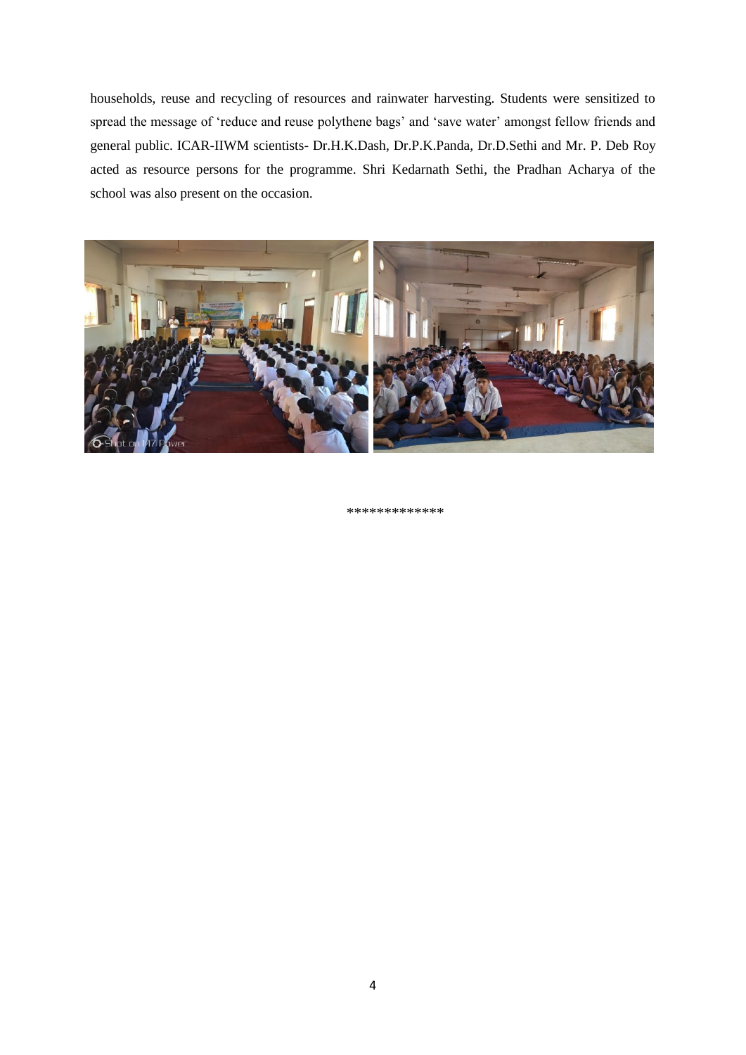households, reuse and recycling of resources and rainwater harvesting. Students were sensitized to spread the message of 'reduce and reuse polythene bags' and 'save water' amongst fellow friends and general public. ICAR-IIWM scientists- Dr.H.K.Dash, Dr.P.K.Panda, Dr.D.Sethi and Mr. P. Deb Roy acted as resource persons for the programme. Shri Kedarnath Sethi, the Pradhan Acharya of the school was also present on the occasion.

*************